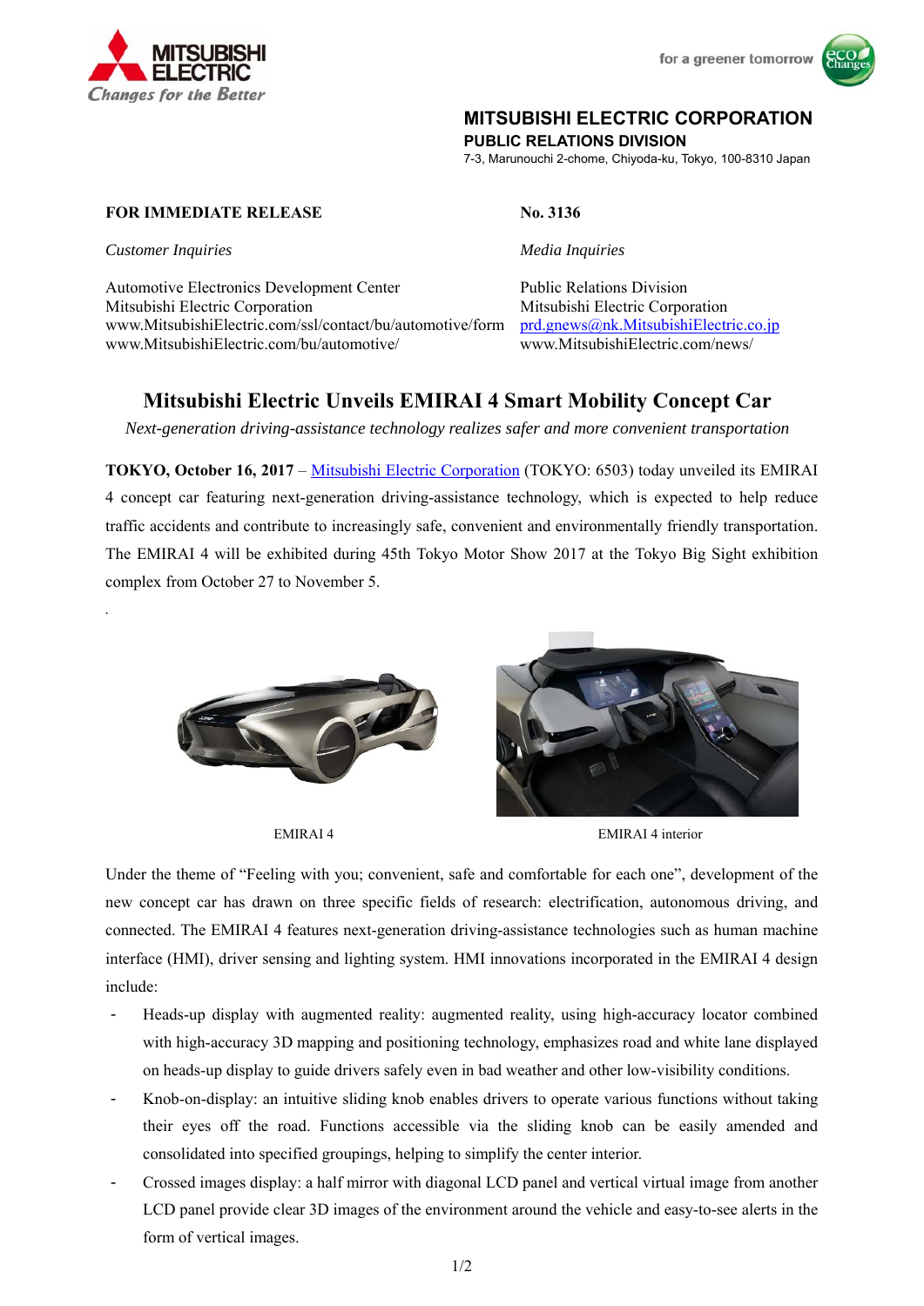**MITSUBISHI ELECTRIC CORPORATION**
**PUBLIC RELATIONS DIVISION**
7-3, Marunouchi 2-chome, Chiyoda-ku, Tokyo, 100-8310 Japan

**FOR IMMEDIATE RELEASE** | **No. 3136**

*Customer Inquiries*

Automotive Electronics Development Center
Mitsubishi Electric Corporation
www.MitsubishiElectric.com/ssl/contact/bu/automotive/form
www.MitsubishiElectric.com/bu/automotive/

*Media Inquiries*

Public Relations Division
Mitsubishi Electric Corporation
prd.gnews@nk.MitsubishiElectric.co.jp
www.MitsubishiElectric.com/news/

# Mitsubishi Electric Unveils EMIRAI 4 Smart Mobility Concept Car

*Next-generation driving-assistance technology realizes safer and more convenient transportation*

**TOKYO, October 16, 2017** – Mitsubishi Electric Corporation (TOKYO: 6503) today unveiled its EMIRAI 4 concept car featuring next-generation driving-assistance technology, which is expected to help reduce traffic accidents and contribute to increasingly safe, convenient and environmentally friendly transportation. The EMIRAI 4 will be exhibited during 45th Tokyo Motor Show 2017 at the Tokyo Big Sight exhibition complex from October 27 to November 5.

EMIRAI 4

EMIRAI 4 interior

Under the theme of "Feeling with you; convenient, safe and comfortable for each one", development of the new concept car has drawn on three specific fields of research: electrification, autonomous driving, and connected. The EMIRAI 4 features next-generation driving-assistance technologies such as human machine interface (HMI), driver sensing and lighting system. HMI innovations incorporated in the EMIRAI 4 design include:

- Heads-up display with augmented reality: augmented reality, using high-accuracy locator combined with high-accuracy 3D mapping and positioning technology, emphasizes road and white lane displayed on heads-up display to guide drivers safely even in bad weather and other low-visibility conditions.
- Knob-on-display: an intuitive sliding knob enables drivers to operate various functions without taking their eyes off the road. Functions accessible via the sliding knob can be easily amended and consolidated into specified groupings, helping to simplify the center interior.
- Crossed images display: a half mirror with diagonal LCD panel and vertical virtual image from another LCD panel provide clear 3D images of the environment around the vehicle and easy-to-see alerts in the form of vertical images.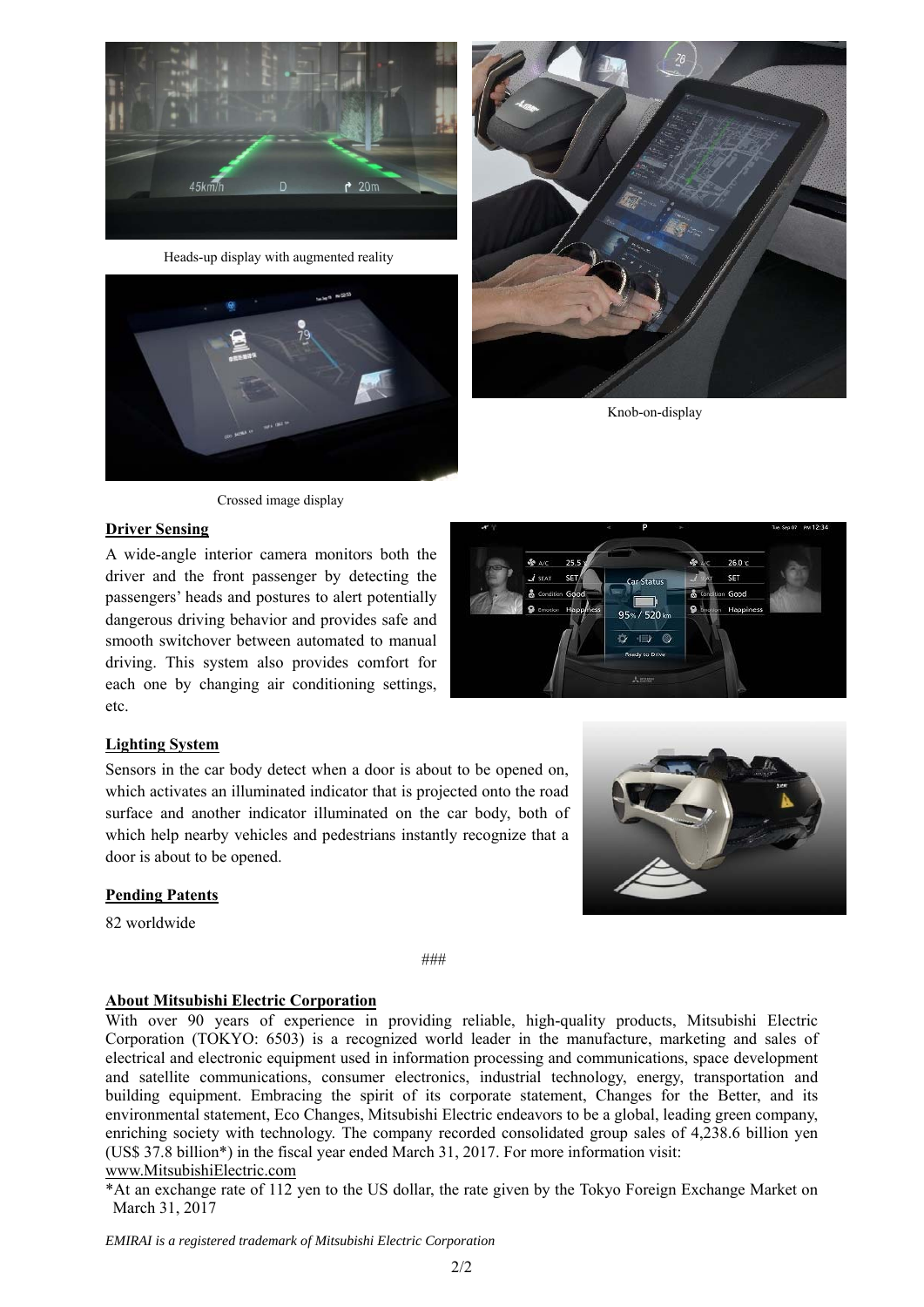Heads-up display with augmented reality

Knob-on-display

Crossed image display

**Driver Sensing**

A wide-angle interior camera monitors both the driver and the front passenger by detecting the passengers' heads and postures to alert potentially dangerous driving behavior and provides safe and smooth switchover between automated to manual driving. This system also provides comfort for each one by changing air conditioning settings, etc.

**Lighting System**

Sensors in the car body detect when a door is about to be opened on, which activates an illuminated indicator that is projected onto the road surface and another indicator illuminated on the car body, both of which help nearby vehicles and pedestrians instantly recognize that a door is about to be opened.

**Pending Patents**

82 worldwide

###

**About Mitsubishi Electric Corporation**

With over 90 years of experience in providing reliable, high-quality products, Mitsubishi Electric Corporation (TOKYO: 6503) is a recognized world leader in the manufacture, marketing and sales of electrical and electronic equipment used in information processing and communications, space development and satellite communications, consumer electronics, industrial technology, energy, transportation and building equipment. Embracing the spirit of its corporate statement, Changes for the Better, and its environmental statement, Eco Changes, Mitsubishi Electric endeavors to be a global, leading green company, enriching society with technology. The company recorded consolidated group sales of 4,238.6 billion yen (US$ 37.8 billion*) in the fiscal year ended March 31, 2017. For more information visit:
www.MitsubishiElectric.com

*At an exchange rate of 112 yen to the US dollar, the rate given by the Tokyo Foreign Exchange Market on March 31, 2017

*EMIRAI is a registered trademark of Mitsubishi Electric Corporation*